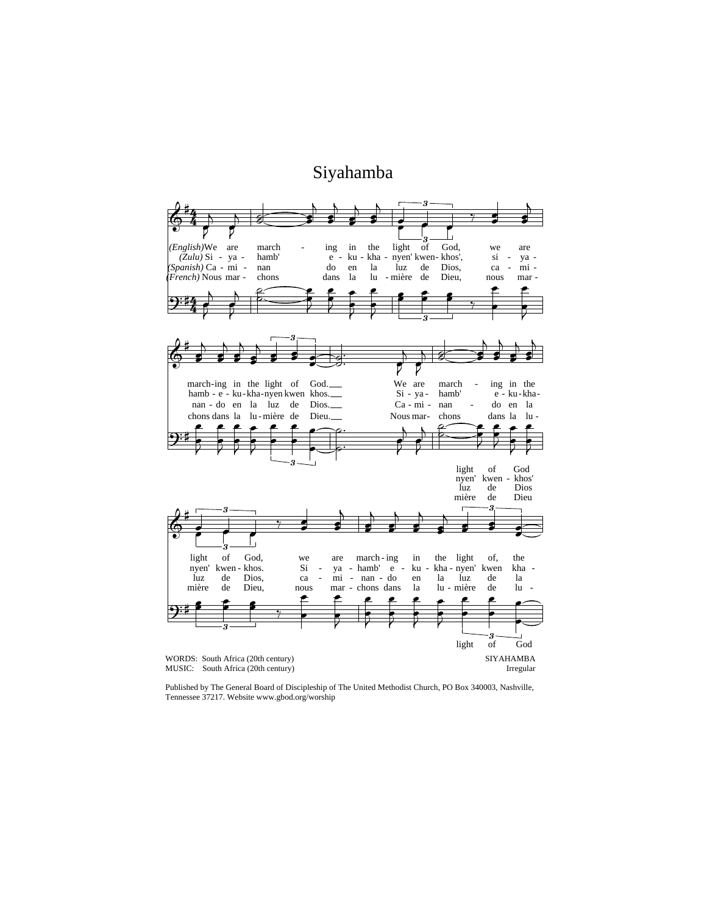# Siyahamba

*(English)* We are march - ing in the light of God, we are march-ing in the light of God.
We are march - ing in the light of God, we are march-ing in the light of, the light of God

*(Zulu)* Si - ya - hamb' e - ku - kha - nyen' kwen - khos', si - ya - hamb - e - ku - kha - nyen kwen khos.
Si - ya - hamb' e - ku - kha - nyen' kwen - khos' nyen' kwen - khos. Si - ya - hamb' e - ku - kha - nyen' kwen kha -

*(Spanish)* Ca - mi - nan do en la luz de Dios, ca - mi - nan - do en la luz de Dios.
Ca - mi - nan - do en la luz de Dios luz de Dios, ca - mi - nan - do en la luz de la

*(French)* Nous mar - chons dans la lu - mière de Dieu, nous mar - chons dans la lu - mière de Dieu.
Nous mar- chons dans la lu - mière de Dieu mière de Dieu, nous mar - chons dans la lu - mière de lu -

WORDS: South Africa (20th century)
MUSIC: South Africa (20th century)

SIYAHAMBA
Irregular

Published by The General Board of Discipleship of The United Methodist Church, PO Box 340003, Nashville, Tennessee 37217. Website www.gbod.org/worship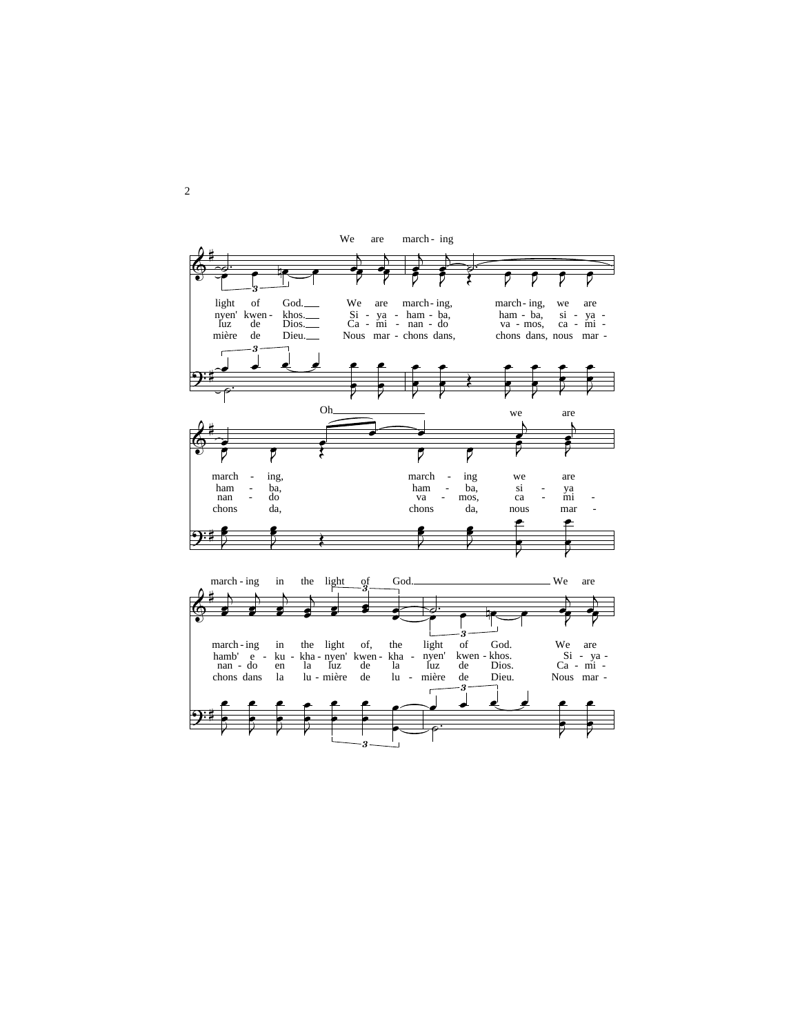We are march - ing

light of God. We are march - ing, march - ing, we are
nyen' kwen - khos. Si - ya - ham - ba, ham - ba, si - ya -
luz de Dios. Ca - mi - nan - do va - mos, ca - mi -
mière de Dieu. Nous mar - chons dans, chons dans, nous mar -

Oh we are

march - ing, march - ing we are
ham - ba, ham - ba, si - ya
nan - do va - mos, ca - mi -
chons da, chons da, nous mar -

march - ing in the light of God. We are

march - ing in the light of, the light of God. We are
hamb' e - ku - kha - nyen' kwen - kha - nyen' kwen - khos. Si - ya -
nan - do en la luz de la luz de Dios. Ca - mi -
chons dans la lu - mière de lu - mière de Dieu. Nous mar -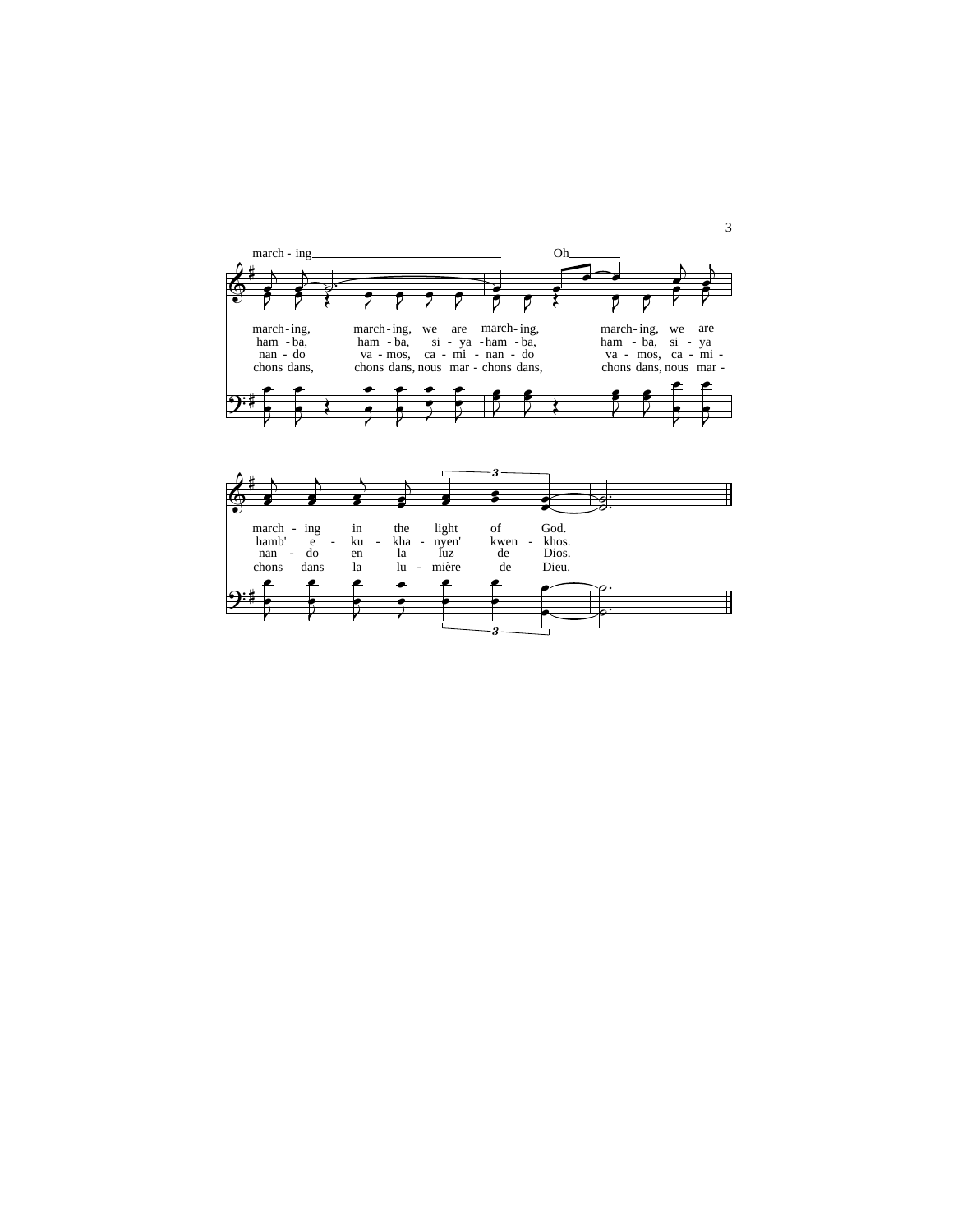march - ing Oh

march-ing, march-ing, we are march-ing, march-ing, we are
ham - ba, ham - ba, si - ya - ham - ba, ham - ba, si - ya
nan - do va - mos, ca - mi - nan - do va - mos, ca - mi -
chons dans, chons dans, nous mar - chons dans, chons dans, nous mar -

march - ing in the light of God.
hamb' e - ku - kha - nyen' kwen - khos.
nan - do en la luz de Dios.
chons dans la lu - mière de Dieu.